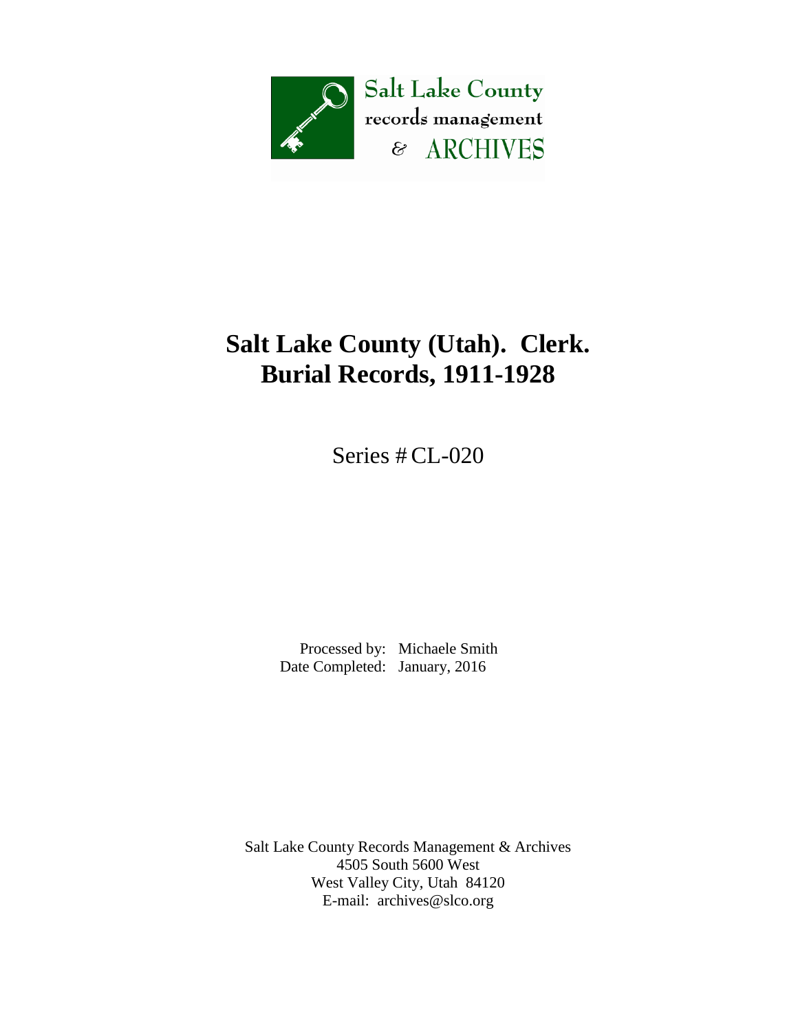Salt Lake County
records management
& ARCHIVES

# Salt Lake County (Utah). Clerk.
# Burial Records, 1911-1928

Series # CL-020

Processed by: Michaele Smith
Date Completed: January, 2016

Salt Lake County Records Management & Archives
4505 South 5600 West
West Valley City, Utah 84120
E-mail: archives@slco.org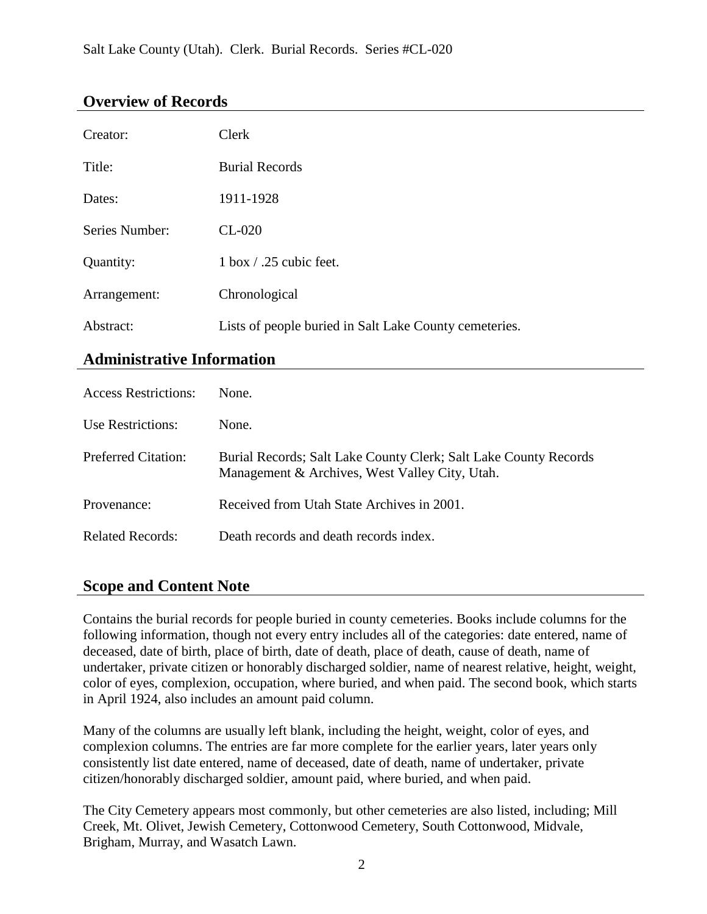## Overview of Records

| | |
|---|---|
| Creator: | Clerk |
| Title: | Burial Records |
| Dates: | 1911-1928 |
| Series Number: | CL-020 |
| Quantity: | 1 box / .25 cubic feet. |
| Arrangement: | Chronological |
| Abstract: | Lists of people buried in Salt Lake County cemeteries. |

## Administrative Information

| | |
|---|---|
| Access Restrictions: | None. |
| Use Restrictions: | None. |
| Preferred Citation: | Burial Records; Salt Lake County Clerk; Salt Lake County Records Management & Archives, West Valley City, Utah. |
| Provenance: | Received from Utah State Archives in 2001. |
| Related Records: | Death records and death records index. |

## Scope and Content Note

Contains the burial records for people buried in county cemeteries. Books include columns for the following information, though not every entry includes all of the categories: date entered, name of deceased, date of birth, place of birth, date of death, place of death, cause of death, name of undertaker, private citizen or honorably discharged soldier, name of nearest relative, height, weight, color of eyes, complexion, occupation, where buried, and when paid. The second book, which starts in April 1924, also includes an amount paid column.

Many of the columns are usually left blank, including the height, weight, color of eyes, and complexion columns. The entries are far more complete for the earlier years, later years only consistently list date entered, name of deceased, date of death, name of undertaker, private citizen/honorably discharged soldier, amount paid, where buried, and when paid.

The City Cemetery appears most commonly, but other cemeteries are also listed, including; Mill Creek, Mt. Olivet, Jewish Cemetery, Cottonwood Cemetery, South Cottonwood, Midvale, Brigham, Murray, and Wasatch Lawn.